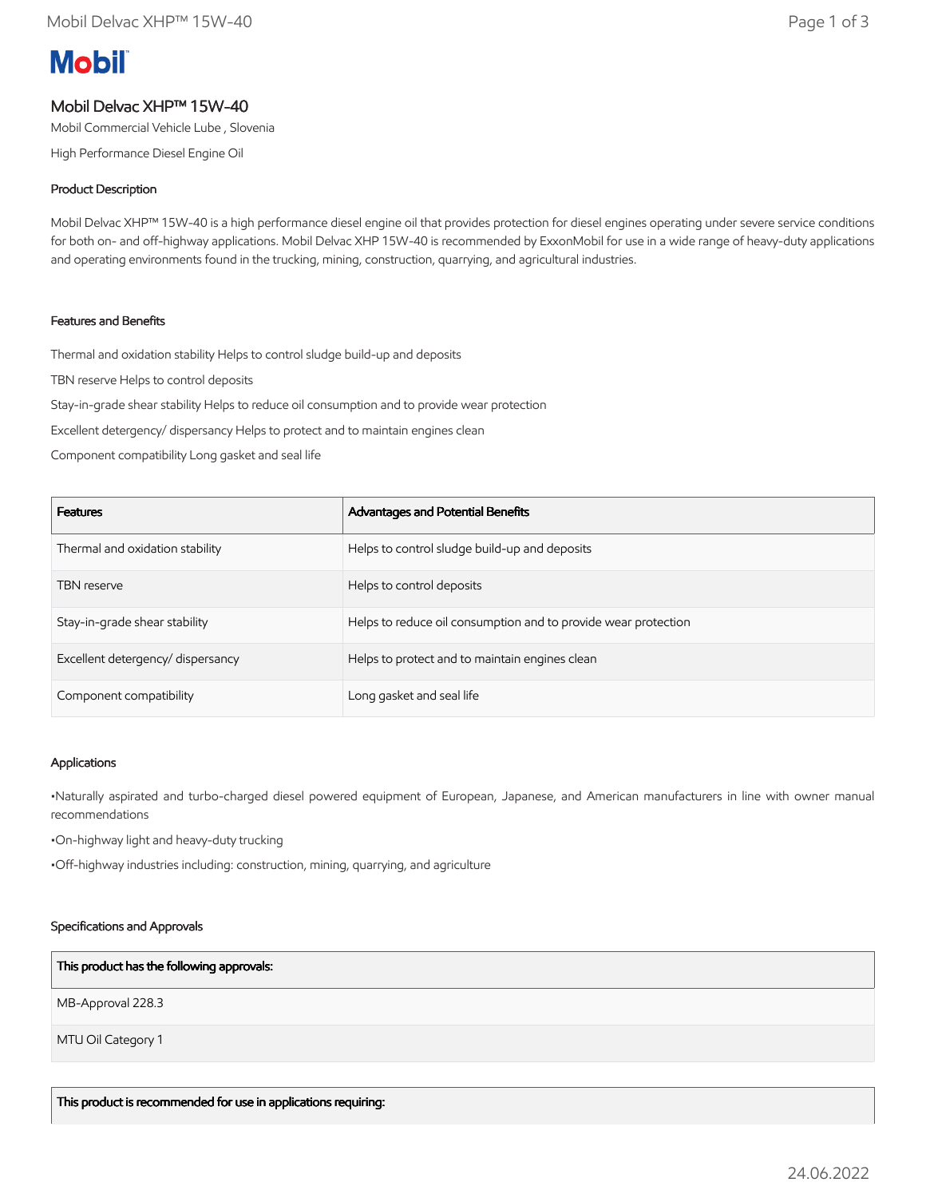**Mobil**

# Mobil Delvac XHP™ 15W-40

Mobil Commercial Vehicle Lube , Slovenia

High Performance Diesel Engine Oil

## Product Description

Mobil Delvac XHP™ 15W-40 is a high performance diesel engine oil that provides protection for diesel engines operating under severe service conditions for both on- and off-highway applications. Mobil Delvac XHP 15W-40 is recommended by ExxonMobil for use in a wide range of heavy-duty applications and operating environments found in the trucking, mining, construction, quarrying, and agricultural industries.

## Features and Benefits

Thermal and oxidation stability Helps to control sludge build-up and deposits

TBN reserve Helps to control deposits

Stay-in-grade shear stability Helps to reduce oil consumption and to provide wear protection

Excellent detergency/ dispersancy Helps to protect and to maintain engines clean

Component compatibility Long gasket and seal life

| Features | Advantages and Potential Benefits |
|---|---|
| Thermal and oxidation stability | Helps to control sludge build-up and deposits |
| TBN reserve | Helps to control deposits |
| Stay-in-grade shear stability | Helps to reduce oil consumption and to provide wear protection |
| Excellent detergency/ dispersancy | Helps to protect and to maintain engines clean |
| Component compatibility | Long gasket and seal life |

## Applications

•Naturally aspirated and turbo-charged diesel powered equipment of European, Japanese, and American manufacturers in line with owner manual recommendations

•On-highway light and heavy-duty trucking

•Off-highway industries including: construction, mining, quarrying, and agriculture

## Specifications and Approvals

| This product has the following approvals: |
|---|
| MB-Approval 228.3 |
| MTU Oil Category 1 |

| This product is recommended for use in applications requiring: |
|---|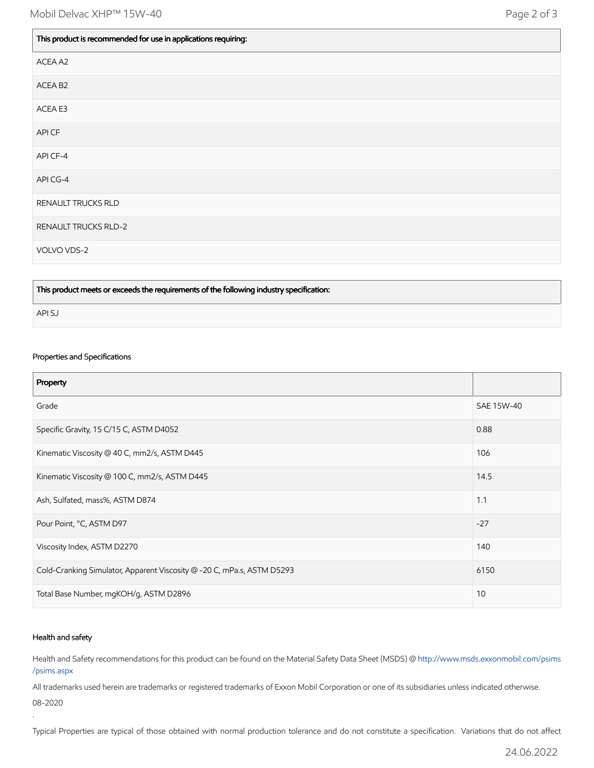| This product is recommended for use in applications requiring: |
| --- |
| ACEA A2 |
| ACEA B2 |
| ACEA E3 |
| API CF |
| API CF-4 |
| API CG-4 |
| RENAULT TRUCKS RLD |
| RENAULT TRUCKS RLD-2 |
| VOLVO VDS-2 |

| This product meets or exceeds the requirements of the following industry specification: |
| --- |
| API SJ |

### Properties and Specifications

| Property | |
| --- | --- |
| Grade | SAE 15W-40 |
| Specific Gravity, 15 C/15 C, ASTM D4052 | 0.88 |
| Kinematic Viscosity @ 40 C, mm2/s, ASTM D445 | 106 |
| Kinematic Viscosity @ 100 C, mm2/s, ASTM D445 | 14.5 |
| Ash, Sulfated, mass%, ASTM D874 | 1.1 |
| Pour Point, °C, ASTM D97 | -27 |
| Viscosity Index, ASTM D2270 | 140 |
| Cold-Cranking Simulator, Apparent Viscosity @ -20 C, mPa.s, ASTM D5293 | 6150 |
| Total Base Number, mgKOH/g, ASTM D2896 | 10 |

### Health and safety

Health and Safety recommendations for this product can be found on the Material Safety Data Sheet (MSDS) @ http://www.msds.exxonmobil.com/psims/psims.aspx

All trademarks used herein are trademarks or registered trademarks of Exxon Mobil Corporation or one of its subsidiaries unless indicated otherwise.

08-2020

.

Typical Properties are typical of those obtained with normal production tolerance and do not constitute a specification. Variations that do not affect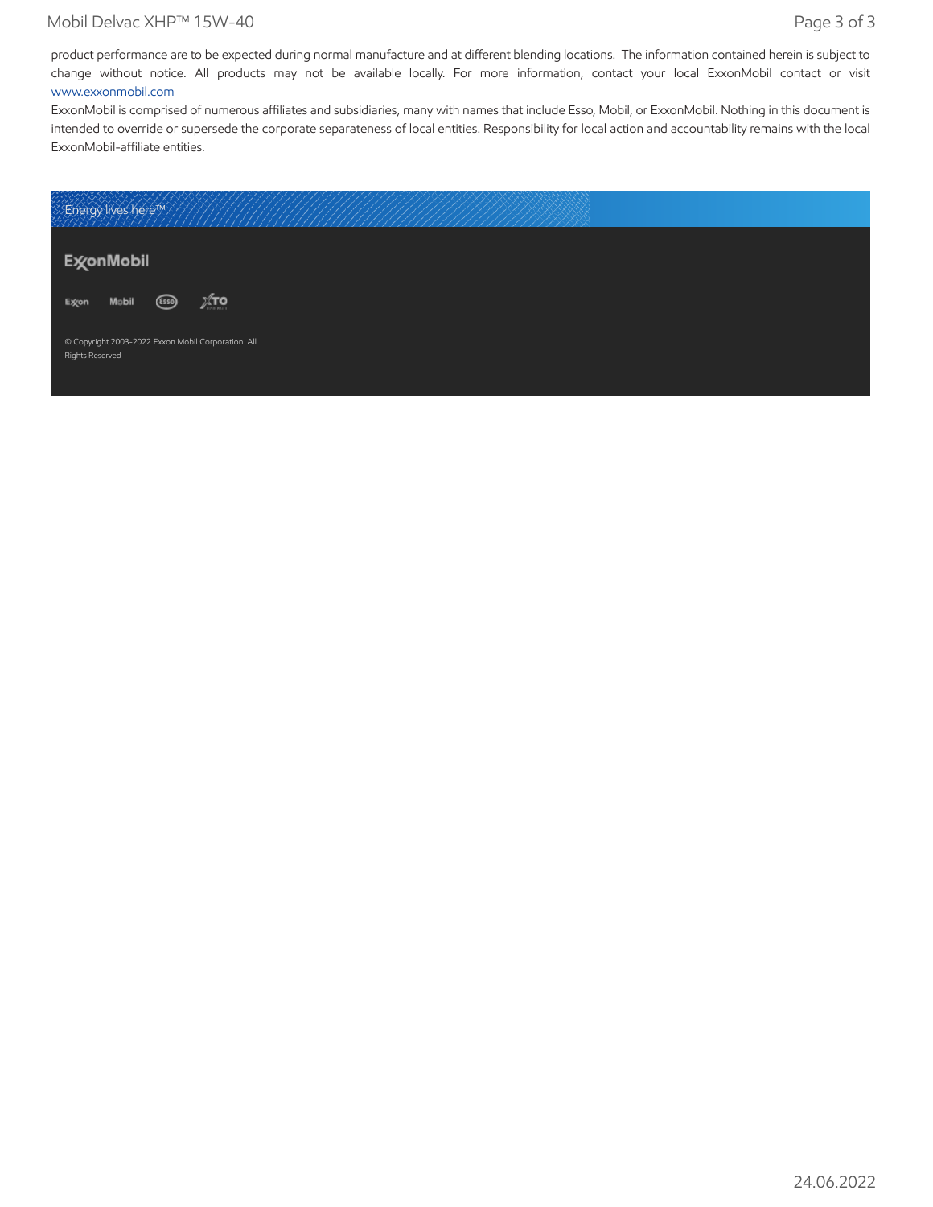product performance are to be expected during normal manufacture and at different blending locations. The information contained herein is subject to change without notice. All products may not be available locally. For more information, contact your local ExxonMobil contact or visit www.exxonmobil.com

ExxonMobil is comprised of numerous affiliates and subsidiaries, many with names that include Esso, Mobil, or ExxonMobil. Nothing in this document is intended to override or supersede the corporate separateness of local entities. Responsibility for local action and accountability remains with the local ExxonMobil-affiliate entities.

Energy lives here™

ExxonMobil

Exxon Mobil Esso XTO

© Copyright 2003-2022 Exxon Mobil Corporation. All Rights Reserved

24.06.2022